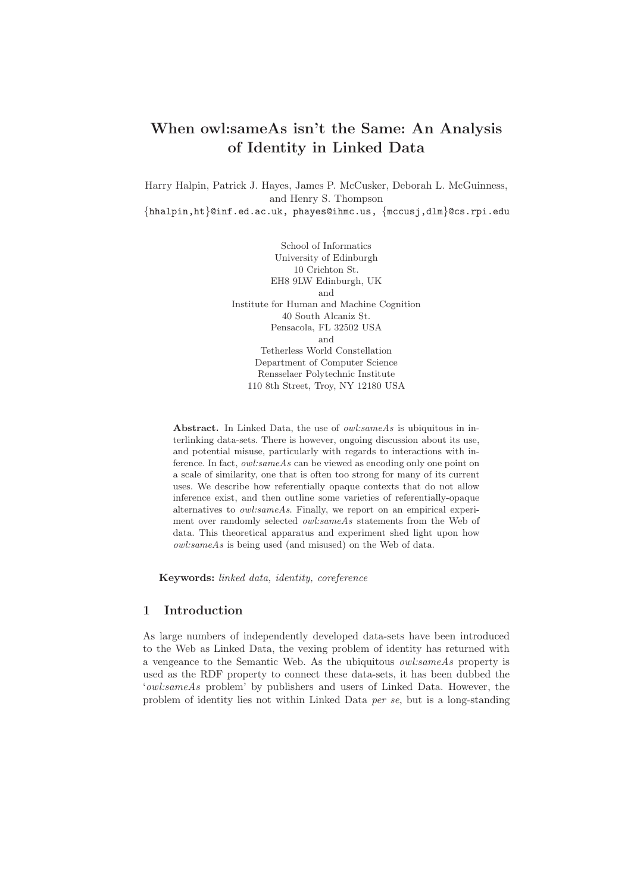# When owl:sameAs isn't the Same: An Analysis of Identity in Linked Data

Harry Halpin, Patrick J. Hayes, James P. McCusker, Deborah L. McGuinness, and Henry S. Thompson

{hhalpin,ht}@inf.ed.ac.uk, phayes@ihmc.us, {mccusj,dlm}@cs.rpi.edu

School of Informatics
University of Edinburgh
10 Crichton St.
EH8 9LW Edinburgh, UK
and
Institute for Human and Machine Cognition
40 South Alcaniz St.
Pensacola, FL 32502 USA
and
Tetherless World Constellation
Department of Computer Science
Rensselaer Polytechnic Institute
110 8th Street, Troy, NY 12180 USA

**Abstract.** In Linked Data, the use of *owl:sameAs* is ubiquitous in interlinking data-sets. There is however, ongoing discussion about its use, and potential misuse, particularly with regards to interactions with inference. In fact, *owl:sameAs* can be viewed as encoding only one point on a scale of similarity, one that is often too strong for many of its current uses. We describe how referentially opaque contexts that do not allow inference exist, and then outline some varieties of referentially-opaque alternatives to *owl:sameAs*. Finally, we report on an empirical experiment over randomly selected *owl:sameAs* statements from the Web of data. This theoretical apparatus and experiment shed light upon how *owl:sameAs* is being used (and misused) on the Web of data.

**Keywords:** *linked data, identity, coreference*

## 1 Introduction

As large numbers of independently developed data-sets have been introduced to the Web as Linked Data, the vexing problem of identity has returned with a vengeance to the Semantic Web. As the ubiquitous *owl:sameAs* property is used as the RDF property to connect these data-sets, it has been dubbed the '*owl:sameAs* problem' by publishers and users of Linked Data. However, the problem of identity lies not within Linked Data *per se*, but is a long-standing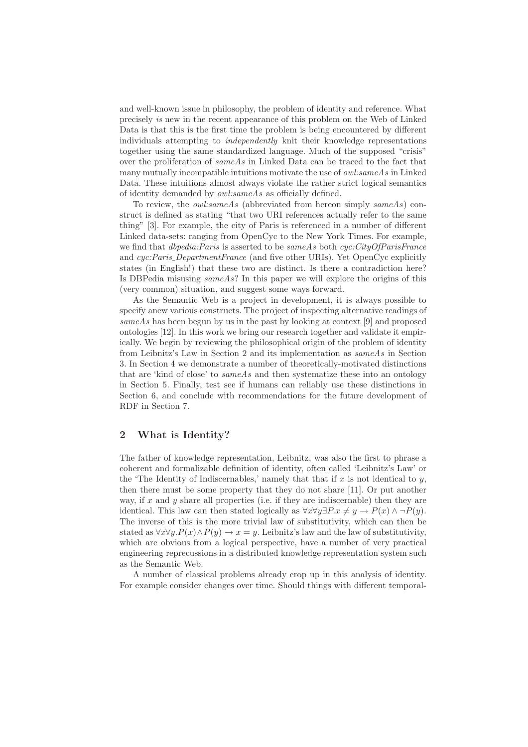and well-known issue in philosophy, the problem of identity and reference. What precisely *is* new in the recent appearance of this problem on the Web of Linked Data is that this is the first time the problem is being encountered by different individuals attempting to *independently* knit their knowledge representations together using the same standardized language. Much of the supposed "crisis" over the proliferation of *sameAs* in Linked Data can be traced to the fact that many mutually incompatible intuitions motivate the use of *owl:sameAs* in Linked Data. These intuitions almost always violate the rather strict logical semantics of identity demanded by *owl:sameAs* as officially defined.

To review, the *owl:sameAs* (abbreviated from hereon simply *sameAs*) construct is defined as stating "that two URI references actually refer to the same thing" [3]. For example, the city of Paris is referenced in a number of different Linked data-sets: ranging from OpenCyc to the New York Times. For example, we find that *dbpedia:Paris* is asserted to be *sameAs* both *cyc:CityOfParisFrance* and *cyc:Paris_DepartmentFrance* (and five other URIs). Yet OpenCyc explicitly states (in English!) that these two are distinct. Is there a contradiction here? Is DBPedia misusing *sameAs*? In this paper we will explore the origins of this (very common) situation, and suggest some ways forward.

As the Semantic Web is a project in development, it is always possible to specify anew various constructs. The project of inspecting alternative readings of *sameAs* has been begun by us in the past by looking at context [9] and proposed ontologies [12]. In this work we bring our research together and validate it empirically. We begin by reviewing the philosophical origin of the problem of identity from Leibnitz's Law in Section 2 and its implementation as *sameAs* in Section 3. In Section 4 we demonstrate a number of theoretically-motivated distinctions that are 'kind of close' to *sameAs* and then systematize these into an ontology in Section 5. Finally, test see if humans can reliably use these distinctions in Section 6, and conclude with recommendations for the future development of RDF in Section 7.

## 2 What is Identity?

The father of knowledge representation, Leibnitz, was also the first to phrase a coherent and formalizable definition of identity, often called 'Leibnitz's Law' or the 'The Identity of Indiscernables,' namely that that if $x$ is not identical to $y$, then there must be some property that they do not share [11]. Or put another way, if $x$ and $y$ share all properties (i.e. if they are indiscernable) then they are identical. This law can then stated logically as $\forall x \forall y \exists P. x \neq y \rightarrow P(x) \wedge \neg P(y)$. The inverse of this is the more trivial law of substitutivity, which can then be stated as $\forall x \forall y. P(x) \wedge P(y) \rightarrow x = y$. Leibnitz's law and the law of substitutivity, which are obvious from a logical perspective, have a number of very practical engineering reprecussions in a distributed knowledge representation system such as the Semantic Web.

A number of classical problems already crop up in this analysis of identity. For example consider changes over time. Should things with different temporal-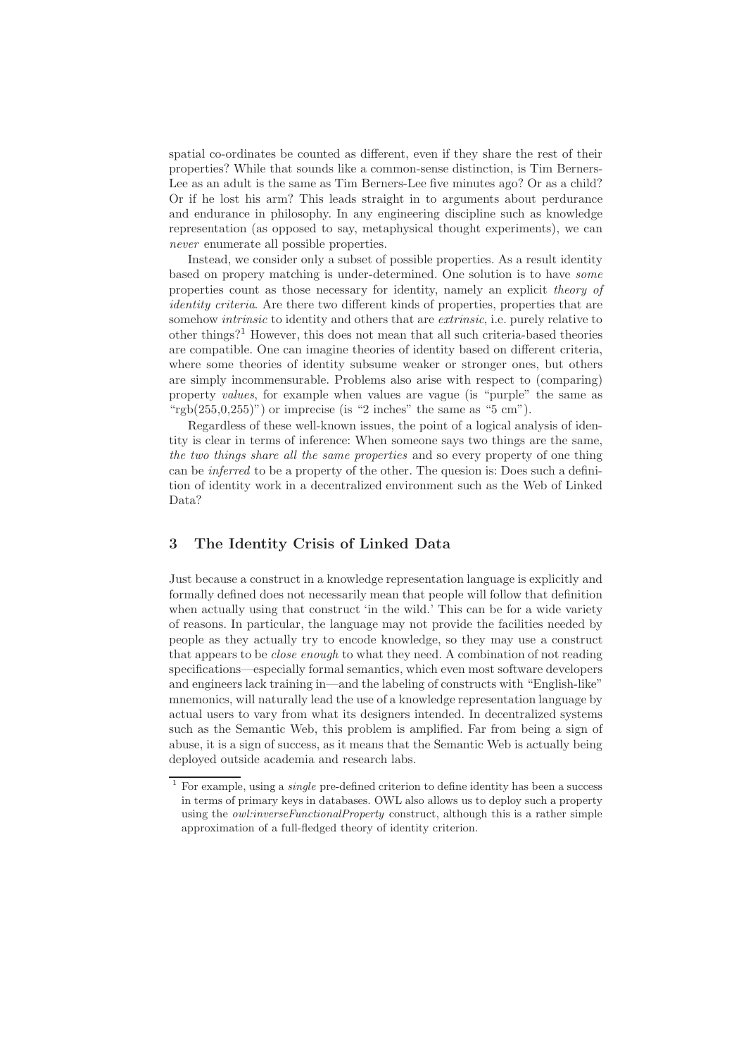spatial co-ordinates be counted as different, even if they share the rest of their properties? While that sounds like a common-sense distinction, is Tim Berners-Lee as an adult is the same as Tim Berners-Lee five minutes ago? Or as a child? Or if he lost his arm? This leads straight in to arguments about perdurance and endurance in philosophy. In any engineering discipline such as knowledge representation (as opposed to say, metaphysical thought experiments), we can *never* enumerate all possible properties.

Instead, we consider only a subset of possible properties. As a result identity based on propery matching is under-determined. One solution is to have *some* properties count as those necessary for identity, namely an explicit *theory of identity criteria*. Are there two different kinds of properties, properties that are somehow *intrinsic* to identity and others that are *extrinsic*, i.e. purely relative to other things?[1] However, this does not mean that all such criteria-based theories are compatible. One can imagine theories of identity based on different criteria, where some theories of identity subsume weaker or stronger ones, but others are simply incommensurable. Problems also arise with respect to (comparing) property *values*, for example when values are vague (is "purple" the same as "rgb(255,0,255)") or imprecise (is "2 inches" the same as "5 cm").

Regardless of these well-known issues, the point of a logical analysis of identity is clear in terms of inference: When someone says two things are the same, *the two things share all the same properties* and so every property of one thing can be *inferred* to be a property of the other. The quesion is: Does such a definition of identity work in a decentralized environment such as the Web of Linked Data?

## 3 The Identity Crisis of Linked Data

Just because a construct in a knowledge representation language is explicitly and formally defined does not necessarily mean that people will follow that definition when actually using that construct 'in the wild.' This can be for a wide variety of reasons. In particular, the language may not provide the facilities needed by people as they actually try to encode knowledge, so they may use a construct that appears to be *close enough* to what they need. A combination of not reading specifications—especially formal semantics, which even most software developers and engineers lack training in—and the labeling of constructs with "English-like" mnemonics, will naturally lead the use of a knowledge representation language by actual users to vary from what its designers intended. In decentralized systems such as the Semantic Web, this problem is amplified. Far from being a sign of abuse, it is a sign of success, as it means that the Semantic Web is actually being deployed outside academia and research labs.

[1] For example, using a *single* pre-defined criterion to define identity has been a success in terms of primary keys in databases. OWL also allows us to deploy such a property using the *owl:inverseFunctionalProperty* construct, although this is a rather simple approximation of a full-fledged theory of identity criterion.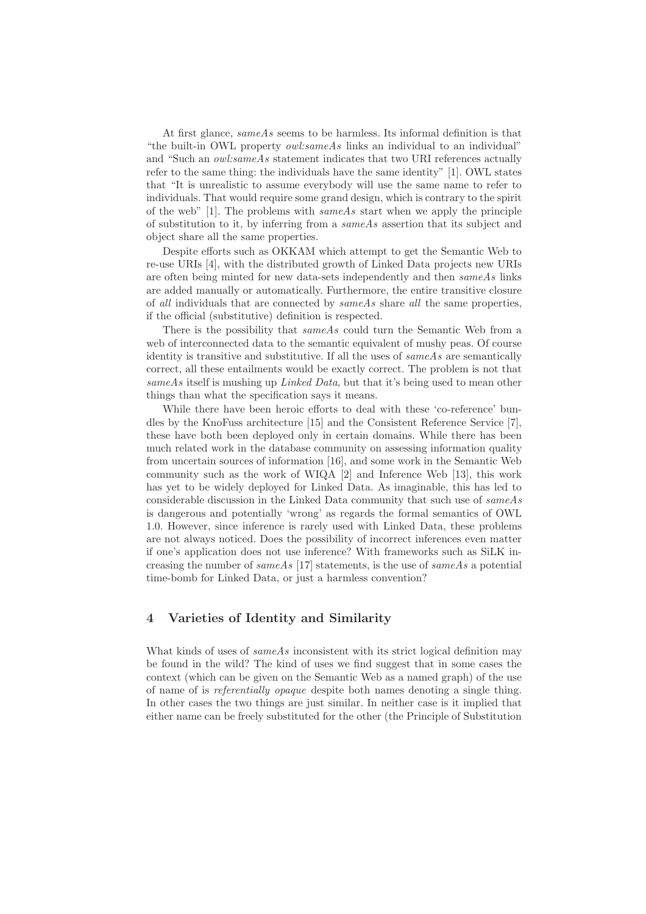At first glance, *sameAs* seems to be harmless. Its informal definition is that "the built-in OWL property *owl:sameAs* links an individual to an individual" and "Such an *owl:sameAs* statement indicates that two URI references actually refer to the same thing: the individuals have the same identity" [1]. OWL states that "It is unrealistic to assume everybody will use the same name to refer to individuals. That would require some grand design, which is contrary to the spirit of the web" [1]. The problems with *sameAs* start when we apply the principle of substitution to it, by inferring from a *sameAs* assertion that its subject and object share all the same properties.

Despite efforts such as OKKAM which attempt to get the Semantic Web to re-use URIs [4], with the distributed growth of Linked Data projects new URIs are often being minted for new data-sets independently and then *sameAs* links are added manually or automatically. Furthermore, the entire transitive closure of *all* individuals that are connected by *sameAs* share *all* the same properties, if the official (substitutive) definition is respected.

There is the possibility that *sameAs* could turn the Semantic Web from a web of interconnected data to the semantic equivalent of mushy peas. Of course identity is transitive and substitutive. If all the uses of *sameAs* are semantically correct, all these entailments would be exactly correct. The problem is not that *sameAs* itself is mushing up *Linked Data*, but that it's being used to mean other things than what the specification says it means.

While there have been heroic efforts to deal with these 'co-reference' bundles by the KnoFuss architecture [15] and the Consistent Reference Service [7], these have both been deployed only in certain domains. While there has been much related work in the database community on assessing information quality from uncertain sources of information [16], and some work in the Semantic Web community such as the work of WIQA [2] and Inference Web [13], this work has yet to be widely deployed for Linked Data. As imaginable, this has led to considerable discussion in the Linked Data community that such use of *sameAs* is dangerous and potentially 'wrong' as regards the formal semantics of OWL 1.0. However, since inference is rarely used with Linked Data, these problems are not always noticed. Does the possibility of incorrect inferences even matter if one's application does not use inference? With frameworks such as SiLK increasing the number of *sameAs* [17] statements, is the use of *sameAs* a potential time-bomb for Linked Data, or just a harmless convention?

## 4 Varieties of Identity and Similarity

What kinds of uses of *sameAs* inconsistent with its strict logical definition may be found in the wild? The kind of uses we find suggest that in some cases the context (which can be given on the Semantic Web as a named graph) of the use of name of is *referentially opaque* despite both names denoting a single thing. In other cases the two things are just similar. In neither case is it implied that either name can be freely substituted for the other (the Principle of Substitution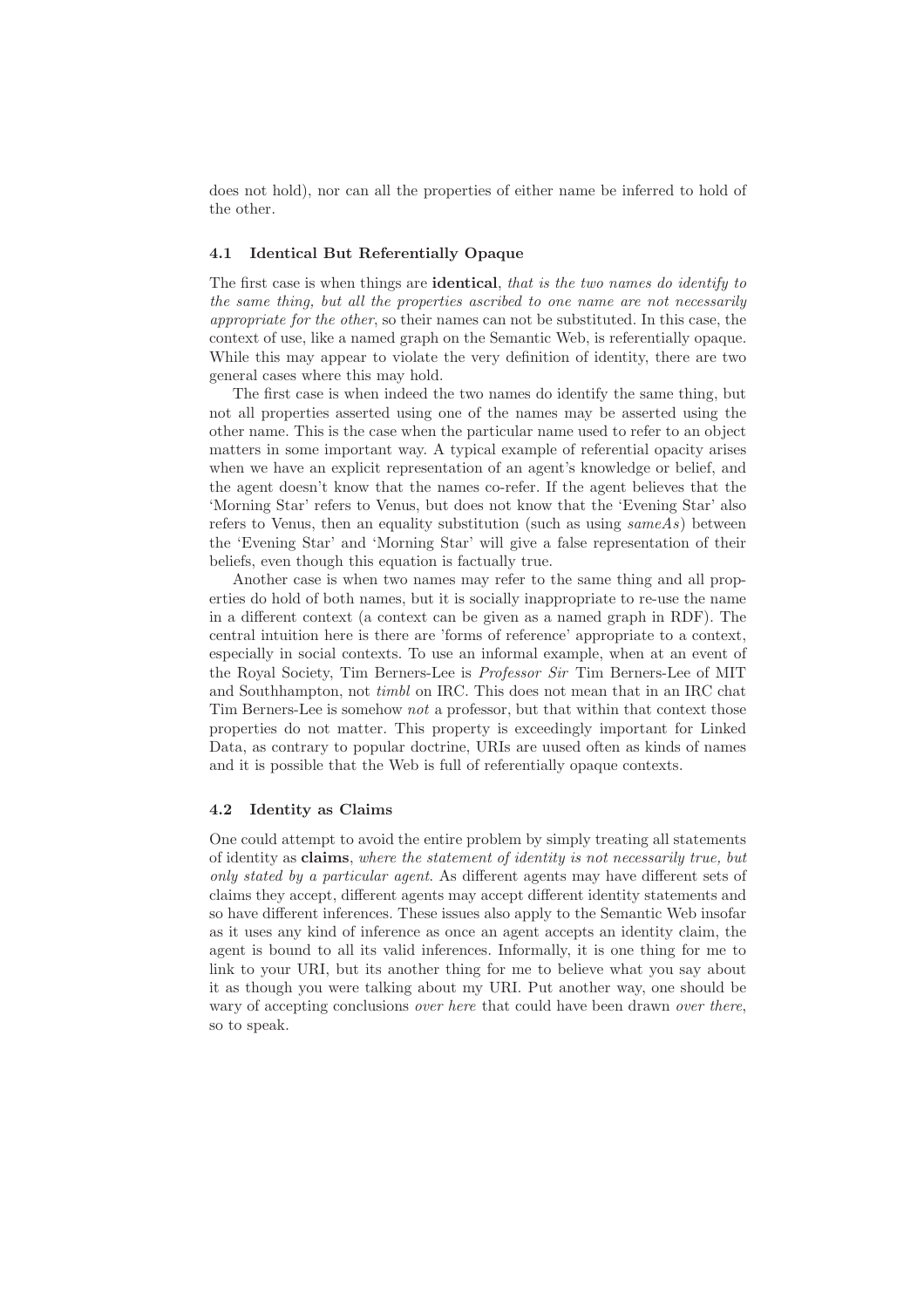does not hold), nor can all the properties of either name be inferred to hold of the other.

### 4.1 Identical But Referentially Opaque

The first case is when things are **identical**, *that is the two names do identify to the same thing, but all the properties ascribed to one name are not necessarily appropriate for the other*, so their names can not be substituted. In this case, the context of use, like a named graph on the Semantic Web, is referentially opaque. While this may appear to violate the very definition of identity, there are two general cases where this may hold.

The first case is when indeed the two names do identify the same thing, but not all properties asserted using one of the names may be asserted using the other name. This is the case when the particular name used to refer to an object matters in some important way. A typical example of referential opacity arises when we have an explicit representation of an agent's knowledge or belief, and the agent doesn't know that the names co-refer. If the agent believes that the 'Morning Star' refers to Venus, but does not know that the 'Evening Star' also refers to Venus, then an equality substitution (such as using *sameAs*) between the 'Evening Star' and 'Morning Star' will give a false representation of their beliefs, even though this equation is factually true.

Another case is when two names may refer to the same thing and all properties do hold of both names, but it is socially inappropriate to re-use the name in a different context (a context can be given as a named graph in RDF). The central intuition here is there are 'forms of reference' appropriate to a context, especially in social contexts. To use an informal example, when at an event of the Royal Society, Tim Berners-Lee is *Professor Sir* Tim Berners-Lee of MIT and Southhampton, not *timbl* on IRC. This does not mean that in an IRC chat Tim Berners-Lee is somehow *not* a professor, but that within that context those properties do not matter. This property is exceedingly important for Linked Data, as contrary to popular doctrine, URIs are uused often as kinds of names and it is possible that the Web is full of referentially opaque contexts.

### 4.2 Identity as Claims

One could attempt to avoid the entire problem by simply treating all statements of identity as **claims**, *where the statement of identity is not necessarily true, but only stated by a particular agent*. As different agents may have different sets of claims they accept, different agents may accept different identity statements and so have different inferences. These issues also apply to the Semantic Web insofar as it uses any kind of inference as once an agent accepts an identity claim, the agent is bound to all its valid inferences. Informally, it is one thing for me to link to your URI, but its another thing for me to believe what you say about it as though you were talking about my URI. Put another way, one should be wary of accepting conclusions *over here* that could have been drawn *over there*, so to speak.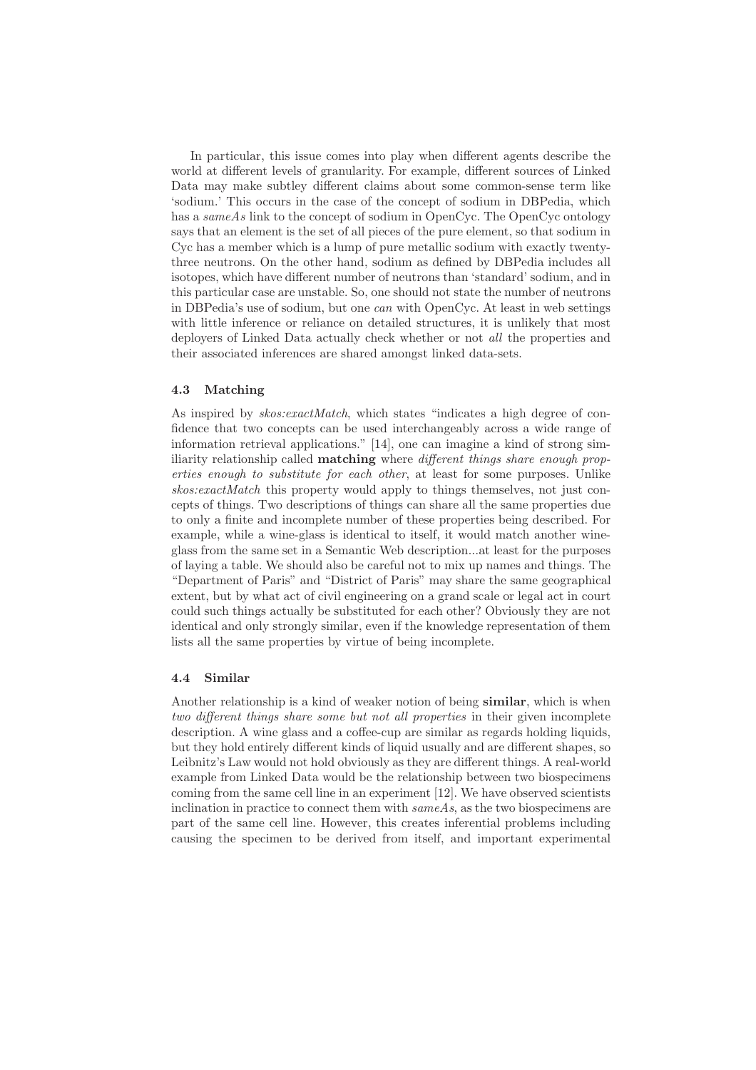In particular, this issue comes into play when different agents describe the world at different levels of granularity. For example, different sources of Linked Data may make subtley different claims about some common-sense term like 'sodium.' This occurs in the case of the concept of sodium in DBPedia, which has a *sameAs* link to the concept of sodium in OpenCyc. The OpenCyc ontology says that an element is the set of all pieces of the pure element, so that sodium in Cyc has a member which is a lump of pure metallic sodium with exactly twenty-three neutrons. On the other hand, sodium as defined by DBPedia includes all isotopes, which have different number of neutrons than 'standard' sodium, and in this particular case are unstable. So, one should not state the number of neutrons in DBPedia's use of sodium, but one *can* with OpenCyc. At least in web settings with little inference or reliance on detailed structures, it is unlikely that most deployers of Linked Data actually check whether or not *all* the properties and their associated inferences are shared amongst linked data-sets.

### 4.3 Matching

As inspired by *skos:exactMatch*, which states "indicates a high degree of confidence that two concepts can be used interchangeably across a wide range of information retrieval applications." [14], one can imagine a kind of strong simiiliarity relationship called **matching** where *different things share enough properties enough to substitute for each other*, at least for some purposes. Unlike *skos:exactMatch* this property would apply to things themselves, not just concepts of things. Two descriptions of things can share all the same properties due to only a finite and incomplete number of these properties being described. For example, while a wine-glass is identical to itself, it would match another wine-glass from the same set in a Semantic Web description...at least for the purposes of laying a table. We should also be careful not to mix up names and things. The "Department of Paris" and "District of Paris" may share the same geographical extent, but by what act of civil engineering on a grand scale or legal act in court could such things actually be substituted for each other? Obviously they are not identical and only strongly similar, even if the knowledge representation of them lists all the same properties by virtue of being incomplete.

### 4.4 Similar

Another relationship is a kind of weaker notion of being **similar**, which is when *two different things share some but not all properties* in their given incomplete description. A wine glass and a coffee-cup are similar as regards holding liquids, but they hold entirely different kinds of liquid usually and are different shapes, so Leibnitz's Law would not hold obviously as they are different things. A real-world example from Linked Data would be the relationship between two biospecimens coming from the same cell line in an experiment [12]. We have observed scientists inclination in practice to connect them with *sameAs*, as the two biospecimens are part of the same cell line. However, this creates inferential problems including causing the specimen to be derived from itself, and important experimental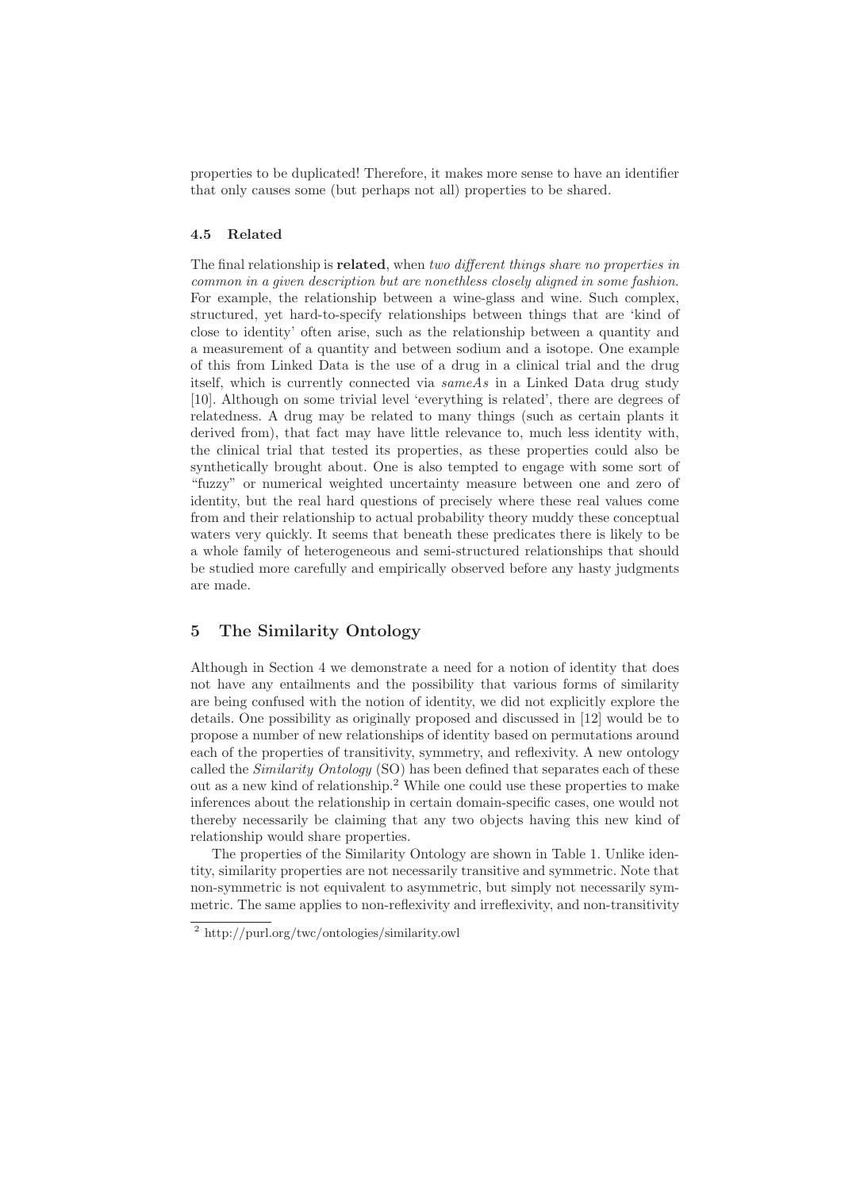properties to be duplicated! Therefore, it makes more sense to have an identifier that only causes some (but perhaps not all) properties to be shared.

### 4.5 Related

The final relationship is **related**, when *two different things share no properties in common in a given description but are nonethless closely aligned in some fashion*. For example, the relationship between a wine-glass and wine. Such complex, structured, yet hard-to-specify relationships between things that are 'kind of close to identity' often arise, such as the relationship between a quantity and a measurement of a quantity and between sodium and a isotope. One example of this from Linked Data is the use of a drug in a clinical trial and the drug itself, which is currently connected via *sameAs* in a Linked Data drug study [10]. Although on some trivial level 'everything is related', there are degrees of relatedness. A drug may be related to many things (such as certain plants it derived from), that fact may have little relevance to, much less identity with, the clinical trial that tested its properties, as these properties could also be synthetically brought about. One is also tempted to engage with some sort of "fuzzy" or numerical weighted uncertainty measure between one and zero of identity, but the real hard questions of precisely where these real values come from and their relationship to actual probability theory muddy these conceptual waters very quickly. It seems that beneath these predicates there is likely to be a whole family of heterogeneous and semi-structured relationships that should be studied more carefully and empirically observed before any hasty judgments are made.

## 5 The Similarity Ontology

Although in Section 4 we demonstrate a need for a notion of identity that does not have any entailments and the possibility that various forms of similarity are being confused with the notion of identity, we did not explicitly explore the details. One possibility as originally proposed and discussed in [12] would be to propose a number of new relationships of identity based on permutations around each of the properties of transitivity, symmetry, and reflexivity. A new ontology called the *Similarity Ontology* (SO) has been defined that separates each of these out as a new kind of relationship.[2] While one could use these properties to make inferences about the relationship in certain domain-specific cases, one would not thereby necessarily be claiming that any two objects having this new kind of relationship would share properties.

The properties of the Similarity Ontology are shown in Table 1. Unlike identity, similarity properties are not necessarily transitive and symmetric. Note that non-symmetric is not equivalent to asymmetric, but simply not necessarily symmetric. The same applies to non-reflexivity and irreflexivity, and non-transitivity

[2] http://purl.org/twc/ontologies/similarity.owl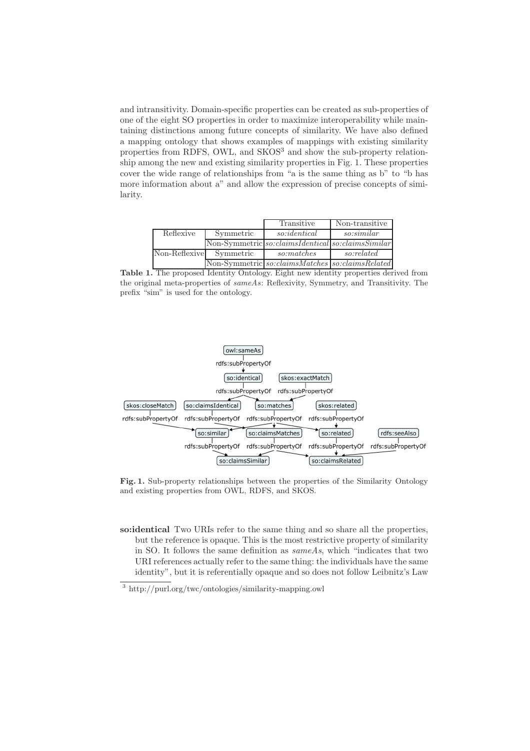and intransitivity. Domain-specific properties can be created as sub-properties of one of the eight SO properties in order to maximize interoperability while maintaining distinctions among future concepts of similarity. We have also defined a mapping ontology that shows examples of mappings with existing similarity properties from RDFS, OWL, and SKOS[3] and show the sub-property relationship among the new and existing similarity properties in Fig. 1. These properties cover the wide range of relationships from "a is the same thing as b" to "b has more information about a" and allow the expression of precise concepts of similarity.

| | | Transitive | Non-transitive |
|---|---|---|---|
| Reflexive | Symmetric | *so:identical* | *so:similar* |
| | Non-Symmetric | *so:claimsIdentical* | *so:claimsSimilar* |
| Non-Reflexive | Symmetric | *so:matches* | *so:related* |
| | Non-Symmetric | *so:claimsMatches* | *so:claimsRelated* |

**Table 1.** The proposed Identity Ontology. Eight new identity properties derived from the original meta-properties of *sameAs*: Reflexivity, Symmetry, and Transitivity. The prefix "sim" is used for the ontology.

**Fig. 1.** Sub-property relationships between the properties of the Similarity Ontology and existing properties from OWL, RDFS, and SKOS.

**so:identical** Two URIs refer to the same thing and so share all the properties, but the reference is opaque. This is the most restrictive property of similarity in SO. It follows the same definition as *sameAs*, which "indicates that two URI references actually refer to the same thing: the individuals have the same identity", but it is referentially opaque and so does not follow Leibnitz's Law

[3] http://purl.org/twc/ontologies/similarity-mapping.owl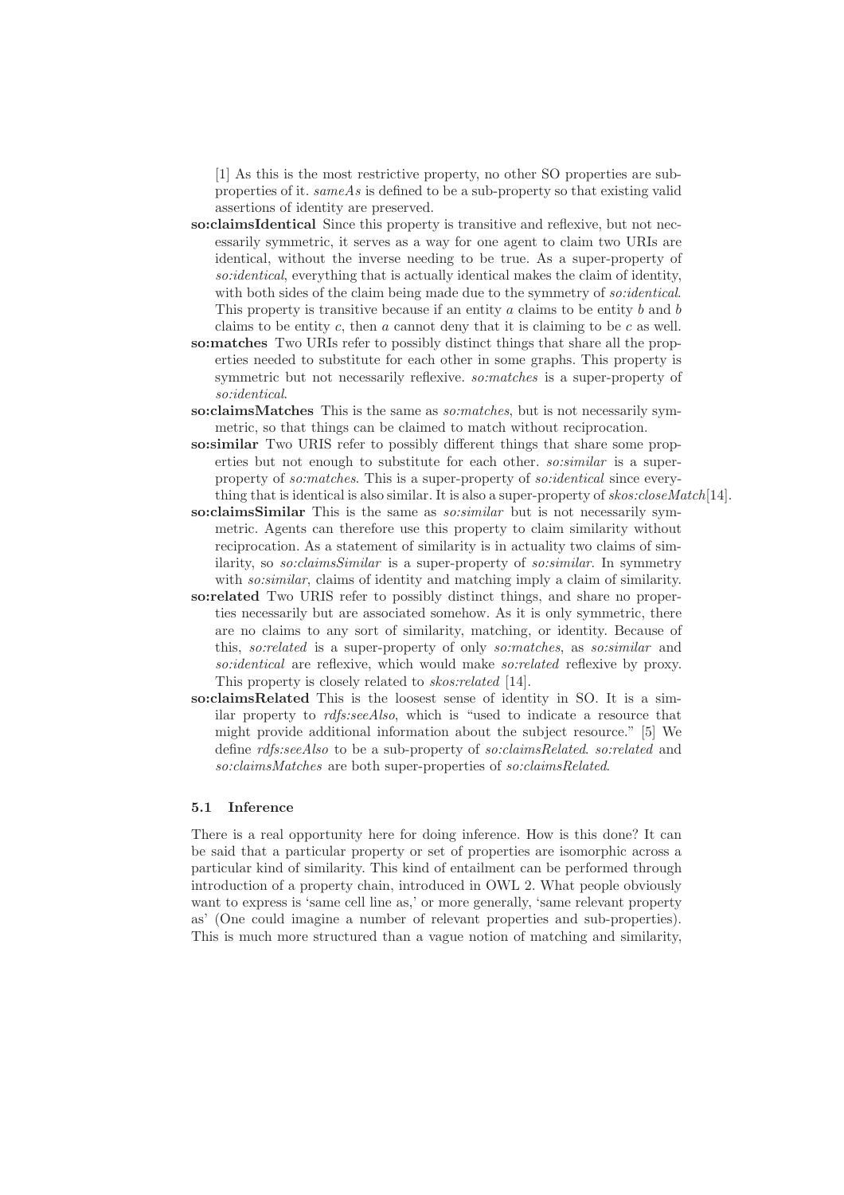[1] As this is the most restrictive property, no other SO properties are sub-properties of it. *sameAs* is defined to be a sub-property so that existing valid assertions of identity are preserved.

**so:claimsIdentical** Since this property is transitive and reflexive, but not necessarily symmetric, it serves as a way for one agent to claim two URIs are identical, without the inverse needing to be true. As a super-property of *so:identical*, everything that is actually identical makes the claim of identity, with both sides of the claim being made due to the symmetry of *so:identical*. This property is transitive because if an entity $a$ claims to be entity $b$ and $b$ claims to be entity $c$, then $a$ cannot deny that it is claiming to be $c$ as well.

**so:matches** Two URIs refer to possibly distinct things that share all the properties needed to substitute for each other in some graphs. This property is symmetric but not necessarily reflexive. *so:matches* is a super-property of *so:identical*.

**so:claimsMatches** This is the same as *so:matches*, but is not necessarily symmetric, so that things can be claimed to match without reciprocation.

**so:similar** Two URIS refer to possibly different things that share some properties but not enough to substitute for each other. *so:similar* is a super-property of *so:matches*. This is a super-property of *so:identical* since everything that is identical is also similar. It is also a super-property of *skos:closeMatch*[14].

**so:claimsSimilar** This is the same as *so:similar* but is not necessarily symmetric. Agents can therefore use this property to claim similarity without reciprocation. As a statement of similarity is in actuality two claims of similarity, so *so:claimsSimilar* is a super-property of *so:similar*. In symmetry with *so:similar*, claims of identity and matching imply a claim of similarity.

**so:related** Two URIS refer to possibly distinct things, and share no properties necessarily but are associated somehow. As it is only symmetric, there are no claims to any sort of similarity, matching, or identity. Because of this, *so:related* is a super-property of only *so:matches*, as *so:similar* and *so:identical* are reflexive, which would make *so:related* reflexive by proxy. This property is closely related to *skos:related* [14].

**so:claimsRelated** This is the loosest sense of identity in SO. It is a similar property to *rdfs:seeAlso*, which is "used to indicate a resource that might provide additional information about the subject resource." [5] We define *rdfs:seeAlso* to be a sub-property of *so:claimsRelated*. *so:related* and *so:claimsMatches* are both super-properties of *so:claimsRelated*.

### 5.1 Inference

There is a real opportunity here for doing inference. How is this done? It can be said that a particular property or set of properties are isomorphic across a particular kind of similarity. This kind of entailment can be performed through introduction of a property chain, introduced in OWL 2. What people obviously want to express is 'same cell line as,' or more generally, 'same relevant property as' (One could imagine a number of relevant properties and sub-properties). This is much more structured than a vague notion of matching and similarity,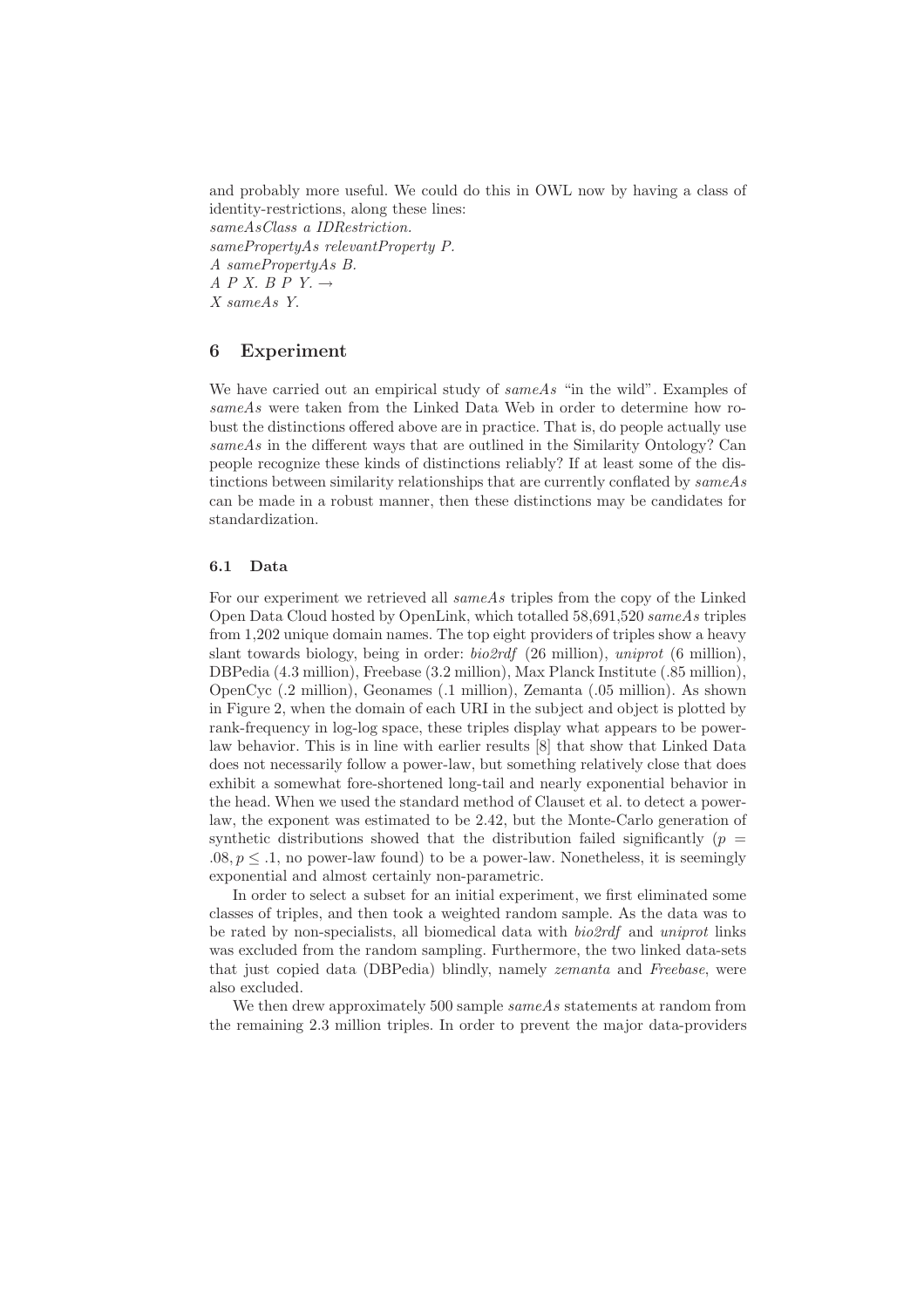and probably more useful. We could do this in OWL now by having a class of identity-restrictions, along these lines:
*sameAsClass a IDRestriction.*
*samePropertyAs relevantProperty P.*
*A samePropertyAs B.*
*A P X. B P Y.* $\rightarrow$
*X sameAs Y.*

## 6 Experiment

We have carried out an empirical study of *sameAs* "in the wild". Examples of *sameAs* were taken from the Linked Data Web in order to determine how robust the distinctions offered above are in practice. That is, do people actually use *sameAs* in the different ways that are outlined in the Similarity Ontology? Can people recognize these kinds of distinctions reliably? If at least some of the distinctions between similarity relationships that are currently conflated by *sameAs* can be made in a robust manner, then these distinctions may be candidates for standardization.

### 6.1 Data

For our experiment we retrieved all *sameAs* triples from the copy of the Linked Open Data Cloud hosted by OpenLink, which totalled 58,691,520 *sameAs* triples from 1,202 unique domain names. The top eight providers of triples show a heavy slant towards biology, being in order: *bio2rdf* (26 million), *uniprot* (6 million), DBPedia (4.3 million), Freebase (3.2 million), Max Planck Institute (.85 million), OpenCyc (.2 million), Geonames (.1 million), Zemanta (.05 million). As shown in Figure 2, when the domain of each URI in the subject and object is plotted by rank-frequency in log-log space, these triples display what appears to be power-law behavior. This is in line with earlier results [8] that show that Linked Data does not necessarily follow a power-law, but something relatively close that does exhibit a somewhat fore-shortened long-tail and nearly exponential behavior in the head. When we used the standard method of Clauset et al. to detect a power-law, the exponent was estimated to be 2.42, but the Monte-Carlo generation of synthetic distributions showed that the distribution failed significantly ($p = .08, p \leq .1$, no power-law found) to be a power-law. Nonetheless, it is seemingly exponential and almost certainly non-parametric.

In order to select a subset for an initial experiment, we first eliminated some classes of triples, and then took a weighted random sample. As the data was to be rated by non-specialists, all biomedical data with *bio2rdf* and *uniprot* links was excluded from the random sampling. Furthermore, the two linked data-sets that just copied data (DBPedia) blindly, namely *zemanta* and *Freebase*, were also excluded.

We then drew approximately 500 sample *sameAs* statements at random from the remaining 2.3 million triples. In order to prevent the major data-providers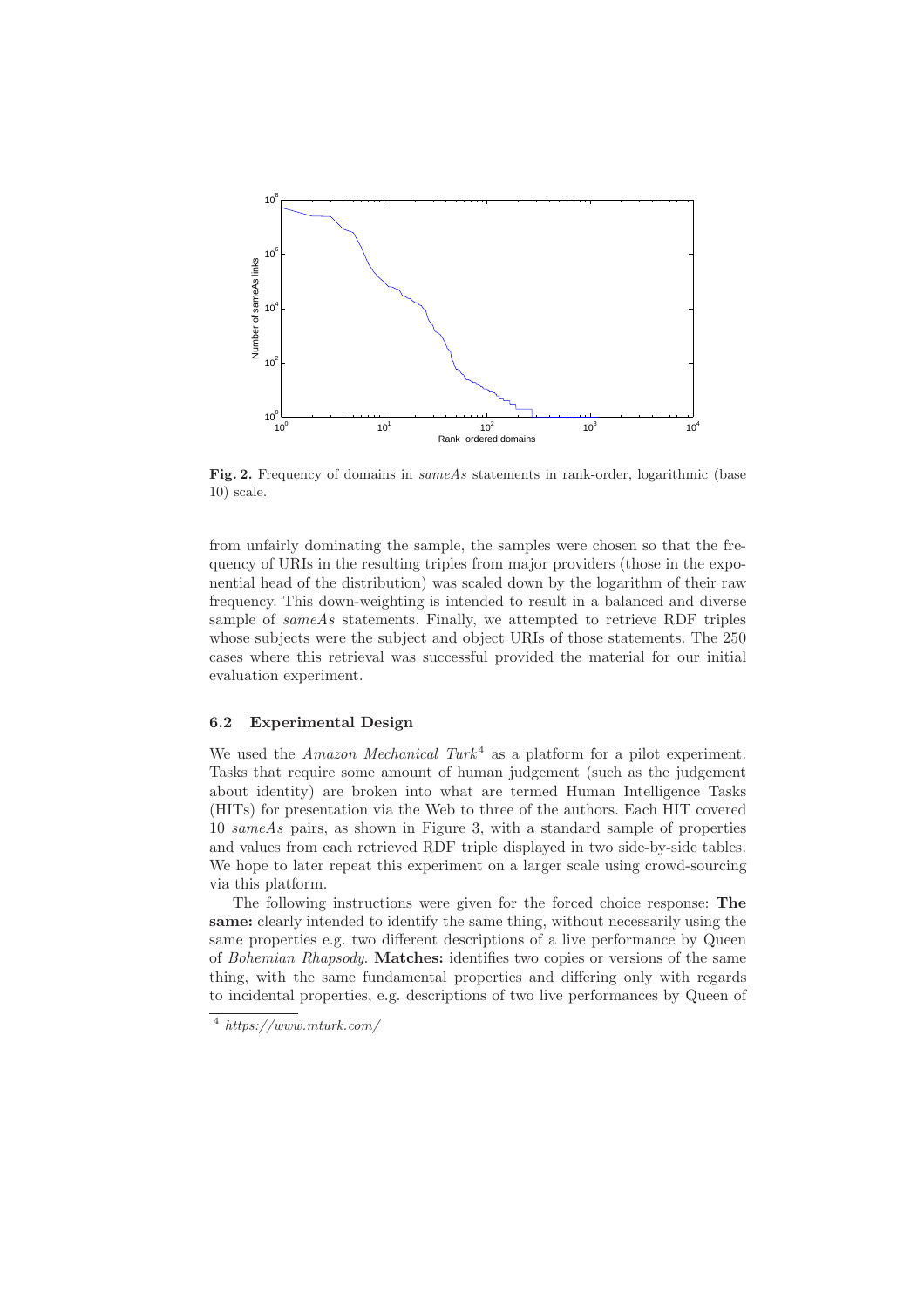Fig. 2. Frequency of domains in *sameAs* statements in rank-order, logarithmic (base 10) scale.

from unfairly dominating the sample, the samples were chosen so that the frequency of URIs in the resulting triples from major providers (those in the exponential head of the distribution) was scaled down by the logarithm of their raw frequency. This down-weighting is intended to result in a balanced and diverse sample of *sameAs* statements. Finally, we attempted to retrieve RDF triples whose subjects were the subject and object URIs of those statements. The 250 cases where this retrieval was successful provided the material for our initial evaluation experiment.

### 6.2 Experimental Design

We used the *Amazon Mechanical Turk*[4] as a platform for a pilot experiment. Tasks that require some amount of human judgement (such as the judgement about identity) are broken into what are termed Human Intelligence Tasks (HITs) for presentation via the Web to three of the authors. Each HIT covered 10 *sameAs* pairs, as shown in Figure 3, with a standard sample of properties and values from each retrieved RDF triple displayed in two side-by-side tables. We hope to later repeat this experiment on a larger scale using crowd-sourcing via this platform.

The following instructions were given for the forced choice response: **The same:** clearly intended to identify the same thing, without necessarily using the same properties e.g. two different descriptions of a live performance by Queen of *Bohemian Rhapsody*. **Matches:** identifies two copies or versions of the same thing, with the same fundamental properties and differing only with regards to incidental properties, e.g. descriptions of two live performances by Queen of

[4] *https://www.mturk.com/*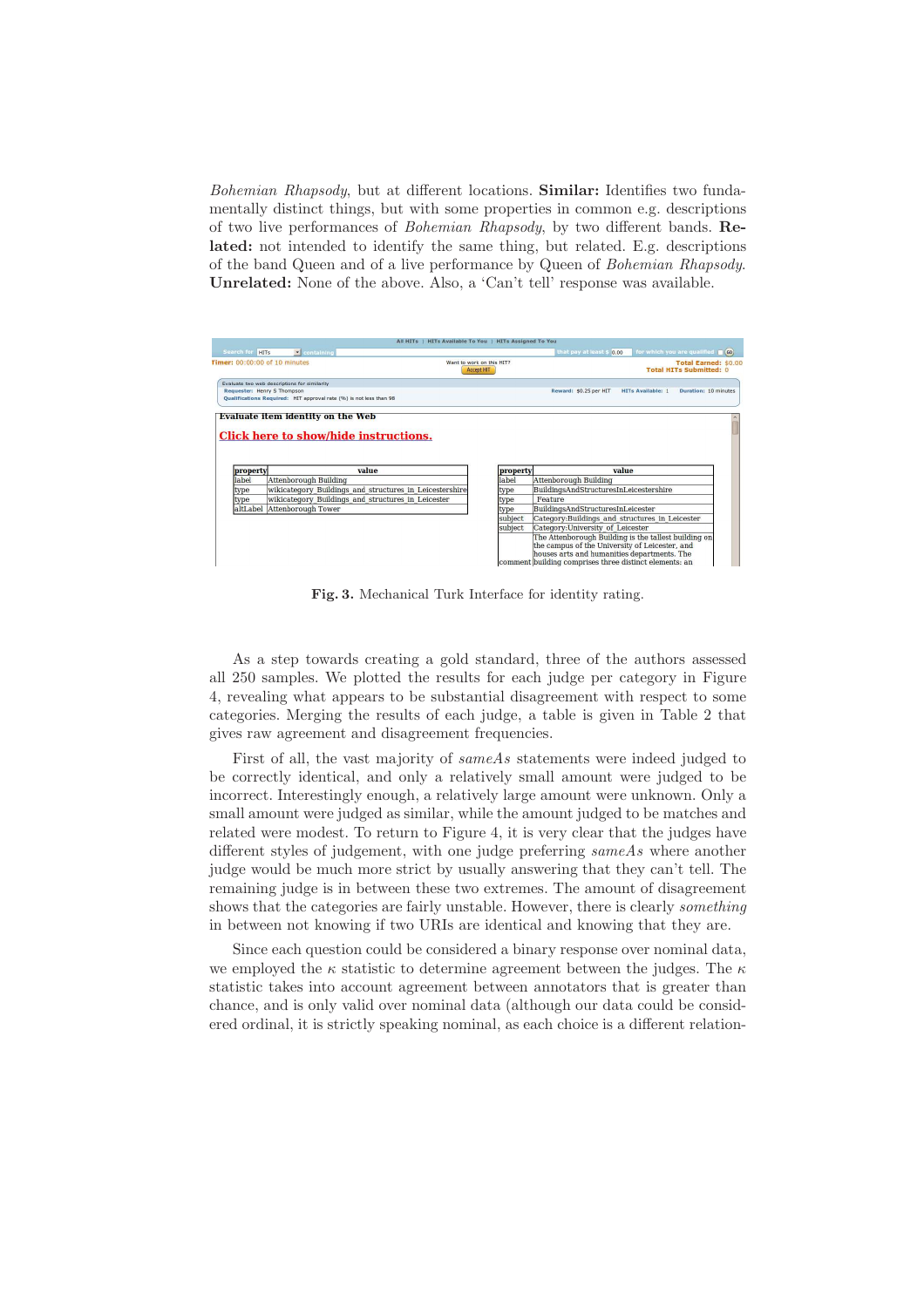*Bohemian Rhapsody*, but at different locations. **Similar:** Identifies two fundamentally distinct things, but with some properties in common e.g. descriptions of two live performances of *Bohemian Rhapsody*, by two different bands. **Related:** not intended to identify the same thing, but related. E.g. descriptions of the band Queen and of a live performance by Queen of *Bohemian Rhapsody*. **Unrelated:** None of the above. Also, a 'Can't tell' response was available.

**Fig. 3.** Mechanical Turk Interface for identity rating.

As a step towards creating a gold standard, three of the authors assessed all 250 samples. We plotted the results for each judge per category in Figure 4, revealing what appears to be substantial disagreement with respect to some categories. Merging the results of each judge, a table is given in Table 2 that gives raw agreement and disagreement frequencies.

First of all, the vast majority of *sameAs* statements were indeed judged to be correctly identical, and only a relatively small amount were judged to be incorrect. Interestingly enough, a relatively large amount were unknown. Only a small amount were judged as similar, while the amount judged to be matches and related were modest. To return to Figure 4, it is very clear that the judges have different styles of judgement, with one judge preferring *sameAs* where another judge would be much more strict by usually answering that they can't tell. The remaining judge is in between these two extremes. The amount of disagreement shows that the categories are fairly unstable. However, there is clearly *something* in between not knowing if two URIs are identical and knowing that they are.

Since each question could be considered a binary response over nominal data, we employed the $\kappa$ statistic to determine agreement between the judges. The $\kappa$ statistic takes into account agreement between annotators that is greater than chance, and is only valid over nominal data (although our data could be considered ordinal, it is strictly speaking nominal, as each choice is a different relation-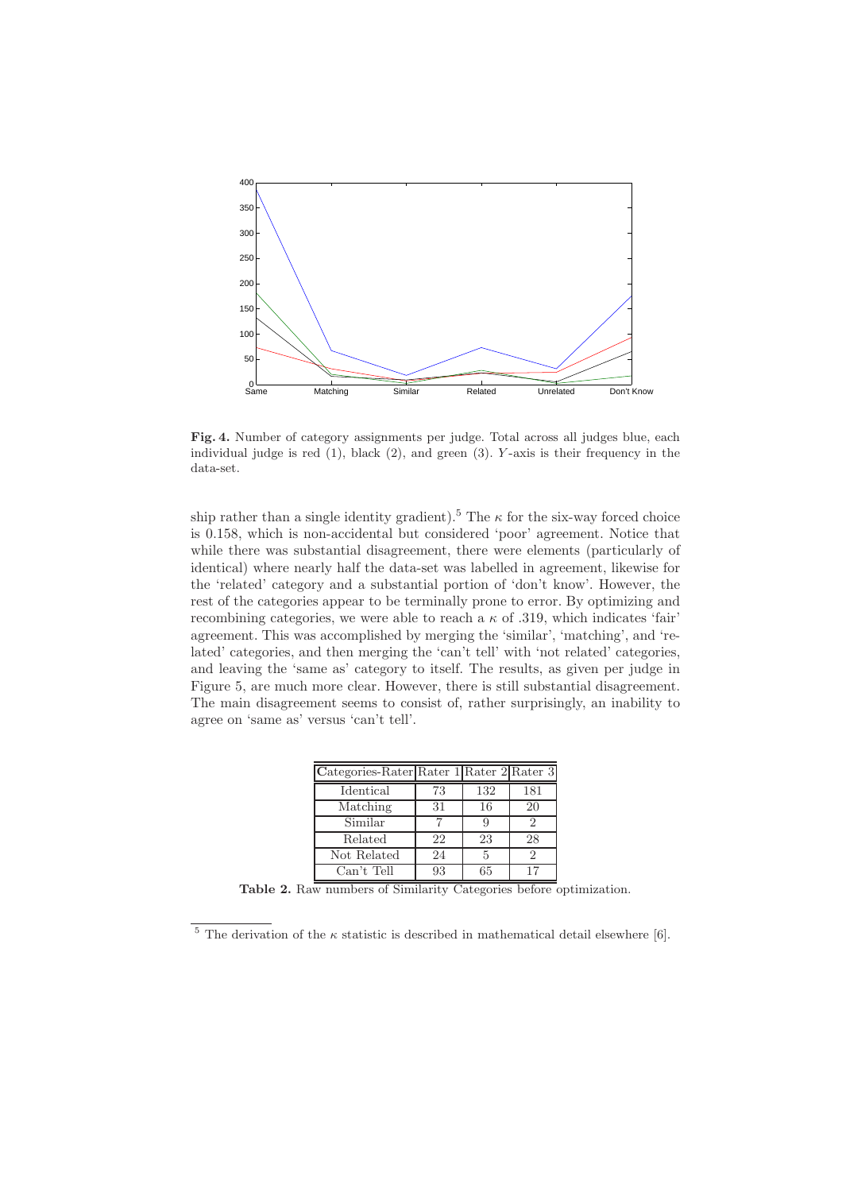Fig. 4. Number of category assignments per judge. Total across all judges blue, each individual judge is red (1), black (2), and green (3). $Y$-axis is their frequency in the data-set.

ship rather than a single identity gradient).[5] The $\kappa$ for the six-way forced choice is 0.158, which is non-accidental but considered 'poor' agreement. Notice that while there was substantial disagreement, there were elements (particularly of identical) where nearly half the data-set was labelled in agreement, likewise for the 'related' category and a substantial portion of 'don't know'. However, the rest of the categories appear to be terminally prone to error. By optimizing and recombining categories, we were able to reach a $\kappa$ of .319, which indicates 'fair' agreement. This was accomplished by merging the 'similar', 'matching', and 'related' categories, and then merging the 'can't tell' with 'not related' categories, and leaving the 'same as' category to itself. The results, as given per judge in Figure 5, are much more clear. However, there is still substantial disagreement. The main disagreement seems to consist of, rather surprisingly, an inability to agree on 'same as' versus 'can't tell'.

| Categories-Rater | Rater 1 | Rater 2 | Rater 3 |
|---|---|---|---|
| Identical | 73 | 132 | 181 |
| Matching | 31 | 16 | 20 |
| Similar | 7 | 9 | 2 |
| Related | 22 | 23 | 28 |
| Not Related | 24 | 5 | 2 |
| Can't Tell | 93 | 65 | 17 |

**Table 2.** Raw numbers of Similarity Categories before optimization.

[5] The derivation of the $\kappa$ statistic is described in mathematical detail elsewhere [6].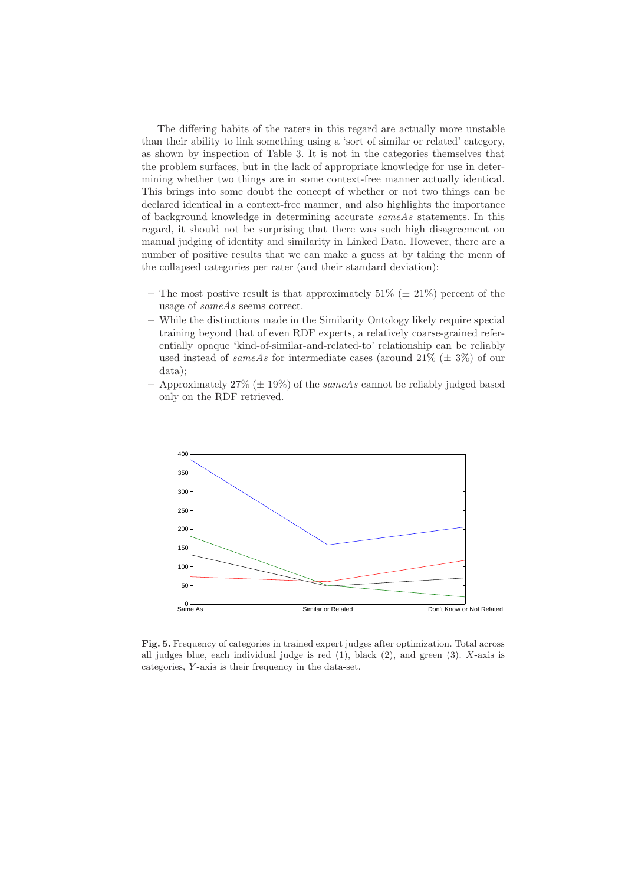The differing habits of the raters in this regard are actually more unstable than their ability to link something using a 'sort of similar or related' category, as shown by inspection of Table 3. It is not in the categories themselves that the problem surfaces, but in the lack of appropriate knowledge for use in determining whether two things are in some context-free manner actually identical. This brings into some doubt the concept of whether or not two things can be declared identical in a context-free manner, and also highlights the importance of background knowledge in determining accurate *sameAs* statements. In this regard, it should not be surprising that there was such high disagreement on manual judging of identity and similarity in Linked Data. However, there are a number of positive results that we can make a guess at by taking the mean of the collapsed categories per rater (and their standard deviation):

- The most postive result is that approximately 51% (± 21%) percent of the usage of *sameAs* seems correct.
- While the distinctions made in the Similarity Ontology likely require special training beyond that of even RDF experts, a relatively coarse-grained referentially opaque 'kind-of-similar-and-related-to' relationship can be reliably used instead of *sameAs* for intermediate cases (around 21% (± 3%) of our data);
- Approximately 27% (± 19%) of the *sameAs* cannot be reliably judged based only on the RDF retrieved.

**Fig. 5.** Frequency of categories in trained expert judges after optimization. Total across all judges blue, each individual judge is red (1), black (2), and green (3). $X$-axis is categories, $Y$-axis is their frequency in the data-set.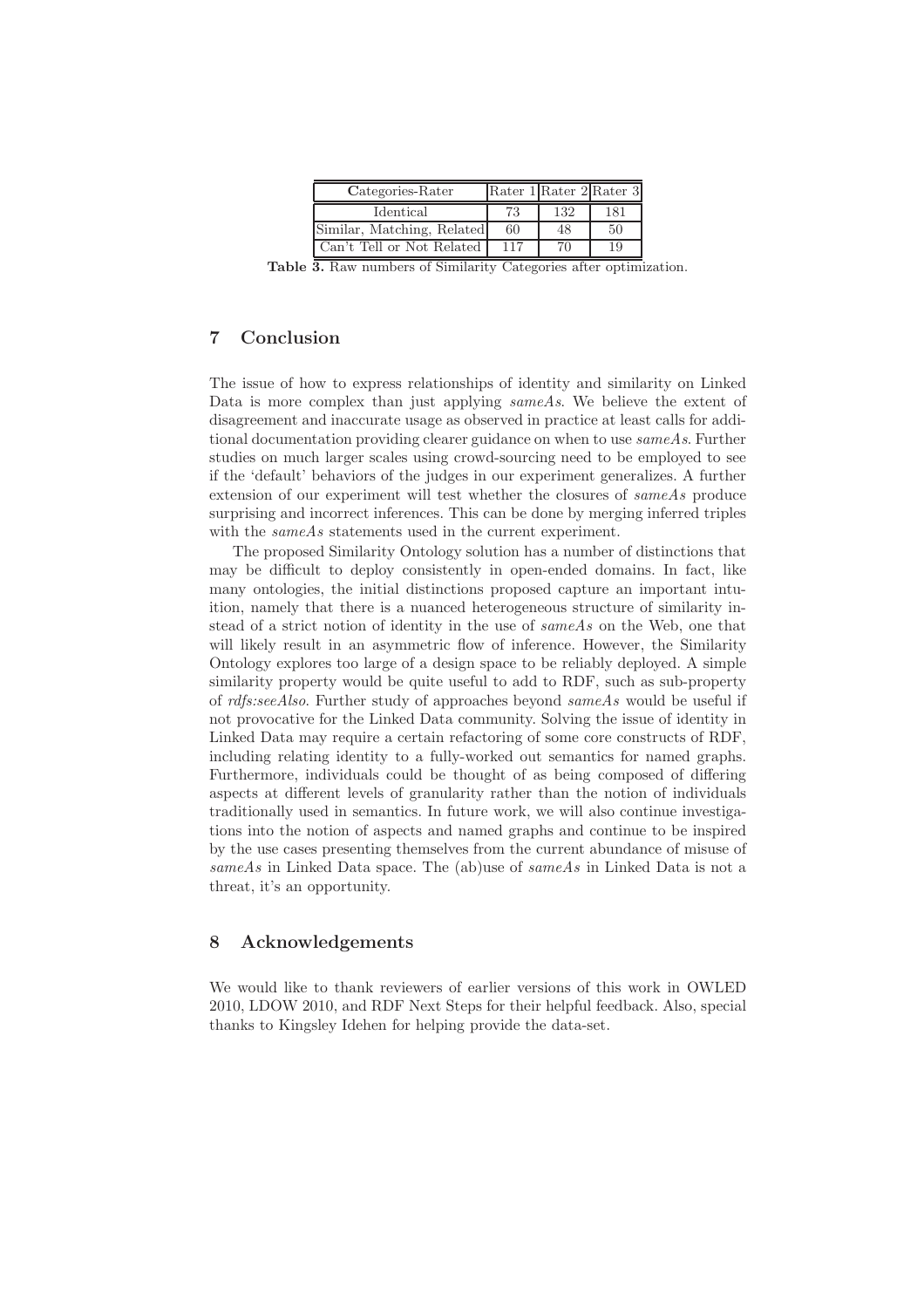| Categories-Rater | Rater 1 | Rater 2 | Rater 3 |
| --- | --- | --- | --- |
| Identical | 73 | 132 | 181 |
| Similar, Matching, Related | 60 | 48 | 50 |
| Can't Tell or Not Related | 117 | 70 | 19 |

**Table 3.** Raw numbers of Similarity Categories after optimization.

## 7 Conclusion

The issue of how to express relationships of identity and similarity on Linked Data is more complex than just applying *sameAs*. We believe the extent of disagreement and inaccurate usage as observed in practice at least calls for additional documentation providing clearer guidance on when to use *sameAs*. Further studies on much larger scales using crowd-sourcing need to be employed to see if the 'default' behaviors of the judges in our experiment generalizes. A further extension of our experiment will test whether the closures of *sameAs* produce surprising and incorrect inferences. This can be done by merging inferred triples with the *sameAs* statements used in the current experiment.

The proposed Similarity Ontology solution has a number of distinctions that may be difficult to deploy consistently in open-ended domains. In fact, like many ontologies, the initial distinctions proposed capture an important intuition, namely that there is a nuanced heterogeneous structure of similarity instead of a strict notion of identity in the use of *sameAs* on the Web, one that will likely result in an asymmetric flow of inference. However, the Similarity Ontology explores too large of a design space to be reliably deployed. A simple similarity property would be quite useful to add to RDF, such as sub-property of *rdfs:seeAlso*. Further study of approaches beyond *sameAs* would be useful if not provocative for the Linked Data community. Solving the issue of identity in Linked Data may require a certain refactoring of some core constructs of RDF, including relating identity to a fully-worked out semantics for named graphs. Furthermore, individuals could be thought of as being composed of differing aspects at different levels of granularity rather than the notion of individuals traditionally used in semantics. In future work, we will also continue investigations into the notion of aspects and named graphs and continue to be inspired by the use cases presenting themselves from the current abundance of misuse of *sameAs* in Linked Data space. The (ab)use of *sameAs* in Linked Data is not a threat, it's an opportunity.

## 8 Acknowledgements

We would like to thank reviewers of earlier versions of this work in OWLED 2010, LDOW 2010, and RDF Next Steps for their helpful feedback. Also, special thanks to Kingsley Idehen for helping provide the data-set.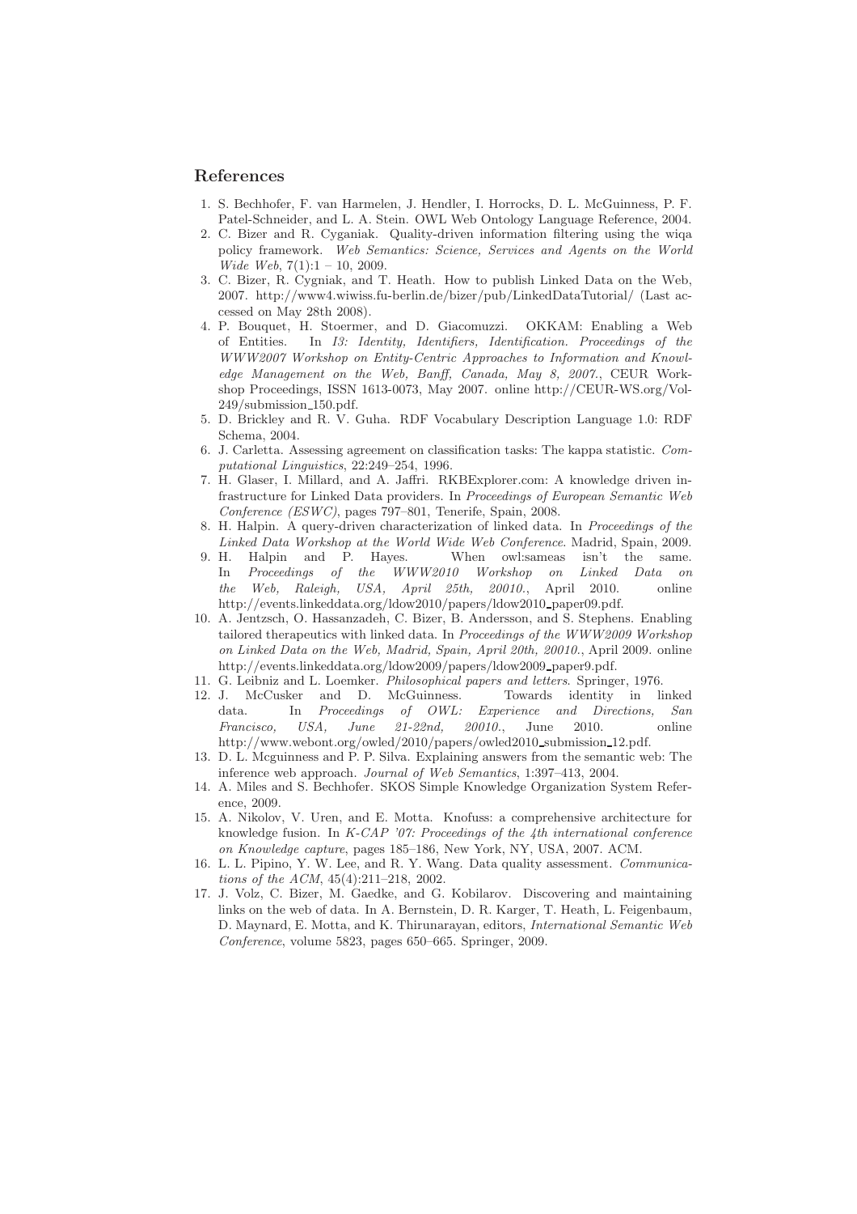## References

1. S. Bechhofer, F. van Harmelen, J. Hendler, I. Horrocks, D. L. McGuinness, P. F. Patel-Schneider, and L. A. Stein. OWL Web Ontology Language Reference, 2004.
2. C. Bizer and R. Cyganiak. Quality-driven information filtering using the wiqa policy framework. *Web Semantics: Science, Services and Agents on the World Wide Web*, 7(1):1 – 10, 2009.
3. C. Bizer, R. Cygniak, and T. Heath. How to publish Linked Data on the Web, 2007. http://www4.wiwiss.fu-berlin.de/bizer/pub/LinkedDataTutorial/ (Last accessed on May 28th 2008).
4. P. Bouquet, H. Stoermer, and D. Giacomuzzi. OKKAM: Enabling a Web of Entities. In *I3: Identity, Identifiers, Identification. Proceedings of the WWW2007 Workshop on Entity-Centric Approaches to Information and Knowledge Management on the Web, Banff, Canada, May 8, 2007.*, CEUR Workshop Proceedings, ISSN 1613-0073, May 2007. online http://CEUR-WS.org/Vol-249/submission_150.pdf.
5. D. Brickley and R. V. Guha. RDF Vocabulary Description Language 1.0: RDF Schema, 2004.
6. J. Carletta. Assessing agreement on classification tasks: The kappa statistic. *Computational Linguistics*, 22:249–254, 1996.
7. H. Glaser, I. Millard, and A. Jaffri. RKBExplorer.com: A knowledge driven infrastructure for Linked Data providers. In *Proceedings of European Semantic Web Conference (ESWC)*, pages 797–801, Tenerife, Spain, 2008.
8. H. Halpin. A query-driven characterization of linked data. In *Proceedings of the Linked Data Workshop at the World Wide Web Conference*. Madrid, Spain, 2009.
9. H. Halpin and P. Hayes. When owl:sameas isn't the same. In *Proceedings of the WWW2010 Workshop on Linked Data on the Web, Raleigh, USA, April 25th, 20010.*, April 2010. online http://events.linkeddata.org/ldow2010/papers/ldow2010_paper09.pdf.
10. A. Jentzsch, O. Hassanzadeh, C. Bizer, B. Andersson, and S. Stephens. Enabling tailored therapeutics with linked data. In *Proceedings of the WWW2009 Workshop on Linked Data on the Web, Madrid, Spain, April 20th, 20010.*, April 2009. online http://events.linkeddata.org/ldow2009/papers/ldow2009_paper9.pdf.
11. G. Leibniz and L. Loemker. *Philosophical papers and letters*. Springer, 1976.
12. J. McCusker and D. McGuinness. Towards identity in linked data. In *Proceedings of OWL: Experience and Directions, San Francisco, USA, June 21-22nd, 20010.*, June 2010. online http://www.webont.org/owled/2010/papers/owled2010_submission_12.pdf.
13. D. L. Mcguinness and P. P. Silva. Explaining answers from the semantic web: The inference web approach. *Journal of Web Semantics*, 1:397–413, 2004.
14. A. Miles and S. Bechhofer. SKOS Simple Knowledge Organization System Reference, 2009.
15. A. Nikolov, V. Uren, and E. Motta. Knofuss: a comprehensive architecture for knowledge fusion. In *K-CAP '07: Proceedings of the 4th international conference on Knowledge capture*, pages 185–186, New York, NY, USA, 2007. ACM.
16. L. L. Pipino, Y. W. Lee, and R. Y. Wang. Data quality assessment. *Communications of the ACM*, 45(4):211–218, 2002.
17. J. Volz, C. Bizer, M. Gaedke, and G. Kobilarov. Discovering and maintaining links on the web of data. In A. Bernstein, D. R. Karger, T. Heath, L. Feigenbaum, D. Maynard, E. Motta, and K. Thirunarayan, editors, *International Semantic Web Conference*, volume 5823, pages 650–665. Springer, 2009.